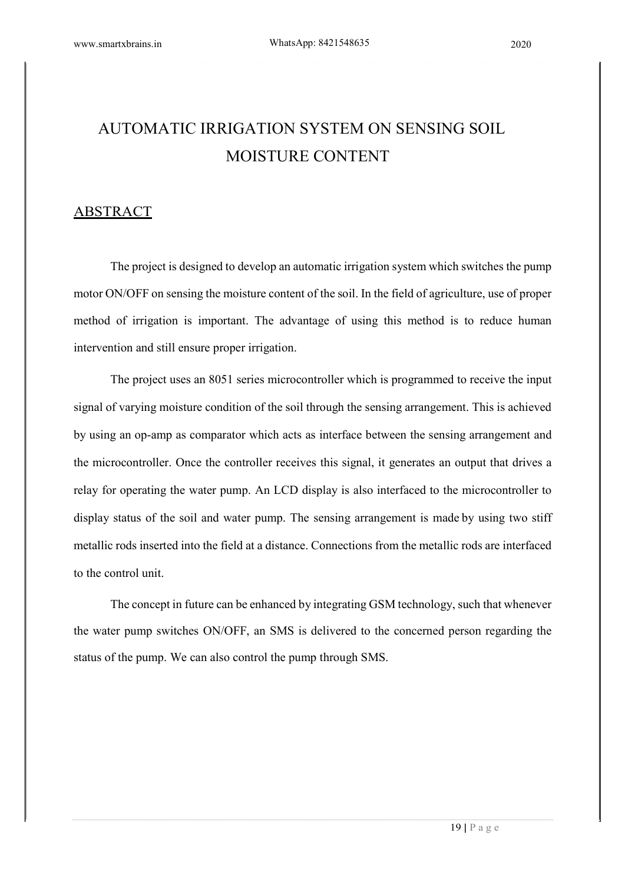# AUTOMATIC IRRIGATION SYSTEM ON SENSING SOIL MOISTURE CONTENT

## ABSTRACT

The project is designed to develop an automatic irrigation system which switches the pump motor ON/OFF on sensing the moisture content of the soil. In the field of agriculture, use of proper method of irrigation is important. The advantage of using this method is to reduce human intervention and still ensure proper irrigation.

The project uses an 8051 series microcontroller which is programmed to receive the input signal of varying moisture condition of the soil through the sensing arrangement. This is achieved by using an op-amp as comparator which acts as interface between the sensing arrangement and the microcontroller. Once the controller receives this signal, it generates an output that drives a relay for operating the water pump. An LCD display is also interfaced to the microcontroller to display status of the soil and water pump. The sensing arrangement is made by using two stiff metallic rods inserted into the field at a distance. Connections from the metallic rods are interfaced to the control unit.

The concept in future can be enhanced by integrating GSM technology, such that whenever the water pump switches ON/OFF, an SMS is delivered to the concerned person regarding the status of the pump. We can also control the pump through SMS.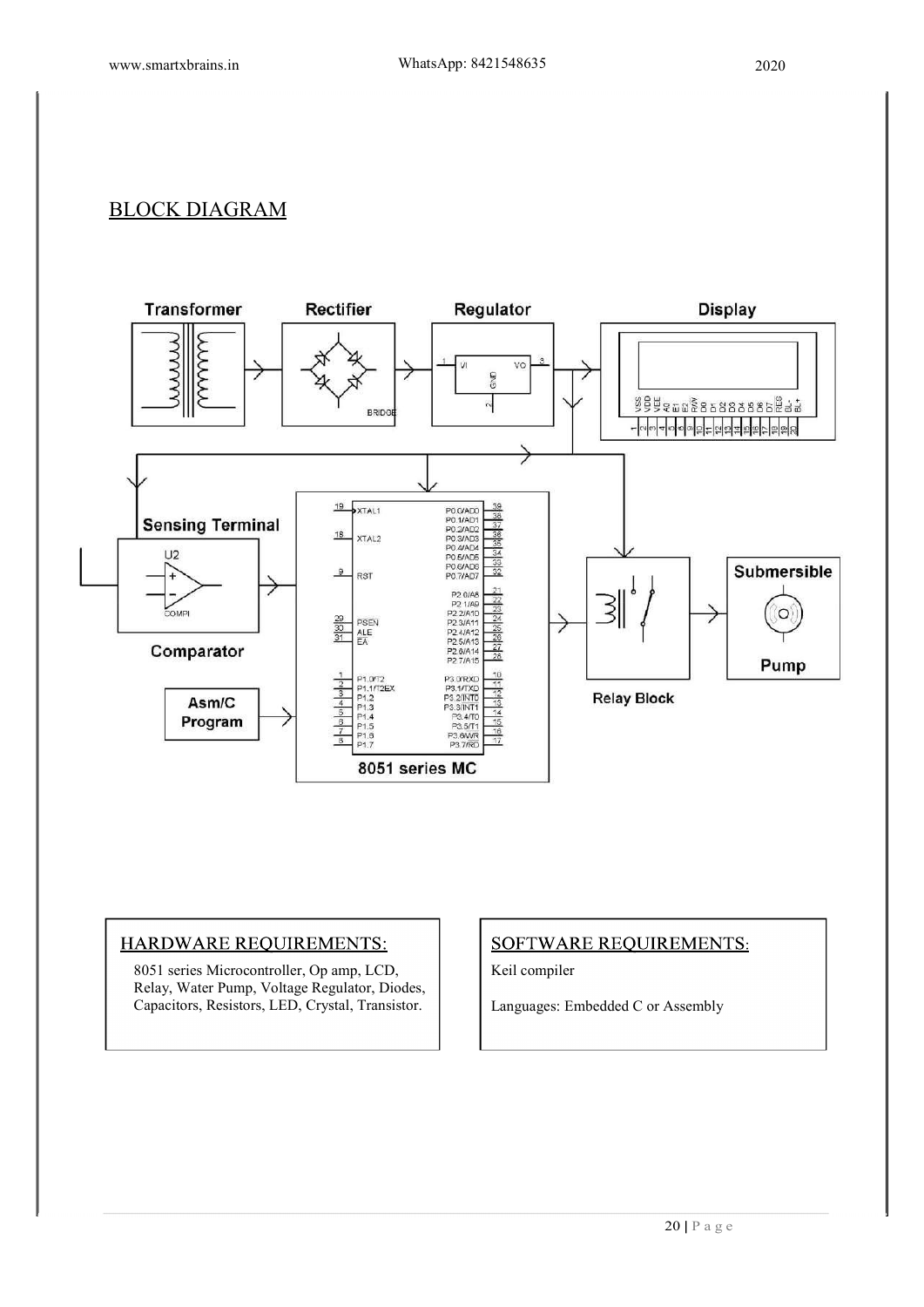## BLOCK DIAGRAM

Transformer

Rectifier

BRIDGE

Regulator

VI VO GND

Display

Sensing Terminal

U2

COMP1

Comparator

Asm/C Program

8051 series MC

Relay Block

Submersible

Pump

### HARDWARE REQUIREMENTS:

8051 series Microcontroller, Op amp, LCD, Relay, Water Pump, Voltage Regulator, Diodes, Capacitors, Resistors, LED, Crystal, Transistor.

### SOFTWARE REQUIREMENTS:

Keil compiler

Languages: Embedded C or Assembly